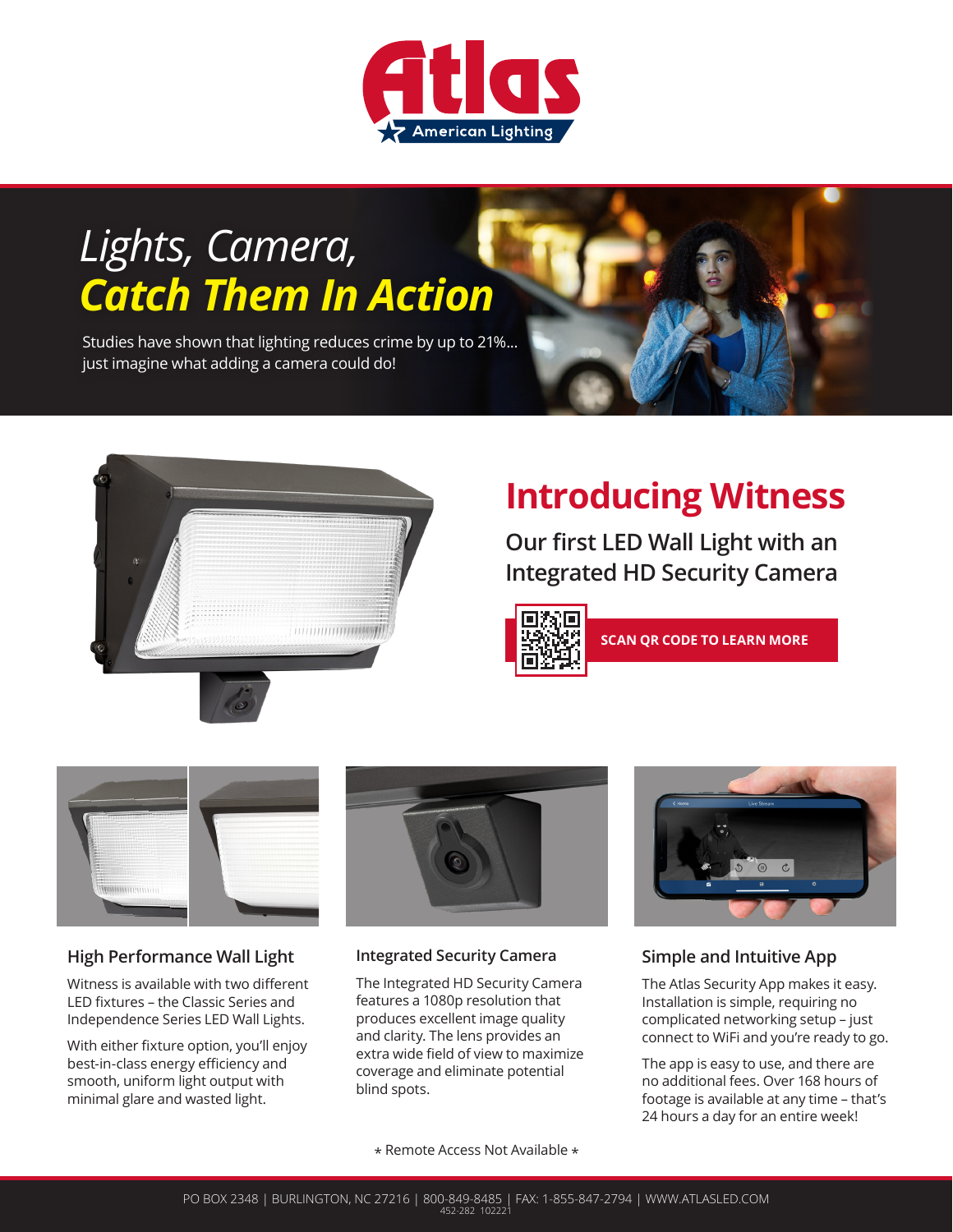# Atlas

American Lighting

## *Lights, Camera,*
## ***Catch Them In Action***

Studies have shown that lighting reduces crime by up to 21%... just imagine what adding a camera could do!

## Introducing Witness

### Our first LED Wall Light with an Integrated HD Security Camera

**SCAN QR CODE TO LEARN MORE**

### High Performance Wall Light

Witness is available with two different LED fixtures – the Classic Series and Independence Series LED Wall Lights.

With either fixture option, you'll enjoy best-in-class energy efficiency and smooth, uniform light output with minimal glare and wasted light.

### Integrated Security Camera

The Integrated HD Security Camera features a 1080p resolution that produces excellent image quality and clarity. The lens provides an extra wide field of view to maximize coverage and eliminate potential blind spots.

### Simple and Intuitive App

The Atlas Security App makes it easy. Installation is simple, requiring no complicated networking setup – just connect to WiFi and you're ready to go.

The app is easy to use, and there are no additional fees. Over 168 hours of footage is available at any time – that's 24 hours a day for an entire week!

* Remote Access Not Available *

PO BOX 2348 | BURLINGTON, NC 27216 | 800-849-8485 | FAX: 1-855-847-2794 | WWW.ATLASLED.COM

452-282 102221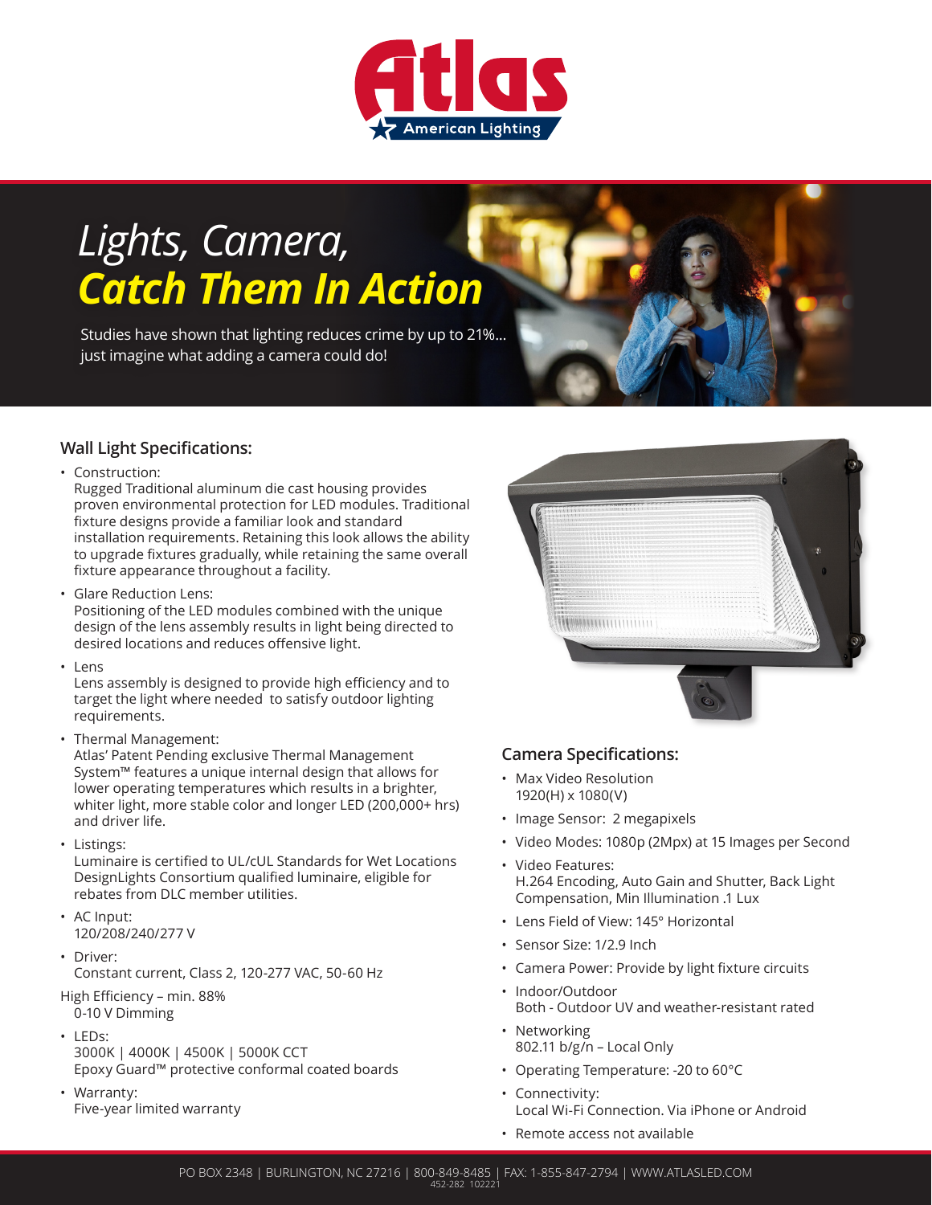# Atlas American Lighting

# *Lights, Camera,*
# ***Catch Them In Action***

Studies have shown that lighting reduces crime by up to 21%... just imagine what adding a camera could do!

## Wall Light Specifications:

- Construction:
  Rugged Traditional aluminum die cast housing provides proven environmental protection for LED modules. Traditional fixture designs provide a familiar look and standard installation requirements. Retaining this look allows the ability to upgrade fixtures gradually, while retaining the same overall fixture appearance throughout a facility.
- Glare Reduction Lens:
  Positioning of the LED modules combined with the unique design of the lens assembly results in light being directed to desired locations and reduces offensive light.
- Lens
  Lens assembly is designed to provide high efficiency and to target the light where needed to satisfy outdoor lighting requirements.
- Thermal Management:
  Atlas' Patent Pending exclusive Thermal Management System™ features a unique internal design that allows for lower operating temperatures which results in a brighter, whiter light, more stable color and longer LED (200,000+ hrs) and driver life.
- Listings:
  Luminaire is certified to UL/cUL Standards for Wet Locations DesignLights Consortium qualified luminaire, eligible for rebates from DLC member utilities.
- AC Input:
  120/208/240/277 V
- Driver:
  Constant current, Class 2, 120-277 VAC, 50-60 Hz

High Efficiency – min. 88%
0-10 V Dimming

- LEDs:
  3000K | 4000K | 4500K | 5000K CCT
  Epoxy Guard™ protective conformal coated boards
- Warranty:
  Five-year limited warranty

## Camera Specifications:

- Max Video Resolution
  1920(H) x 1080(V)
- Image Sensor: 2 megapixels
- Video Modes: 1080p (2Mpx) at 15 Images per Second
- Video Features:
  H.264 Encoding, Auto Gain and Shutter, Back Light Compensation, Min Illumination .1 Lux
- Lens Field of View: 145° Horizontal
- Sensor Size: 1/2.9 Inch
- Camera Power: Provide by light fixture circuits
- Indoor/Outdoor
  Both - Outdoor UV and weather-resistant rated
- Networking
  802.11 b/g/n – Local Only
- Operating Temperature: -20 to 60°C
- Connectivity:
  Local Wi-Fi Connection. Via iPhone or Android
- Remote access not available

PO BOX 2348 | BURLINGTON, NC 27216 | 800-849-8485 | FAX: 1-855-847-2794 | WWW.ATLASLED.COM
452-282 102221